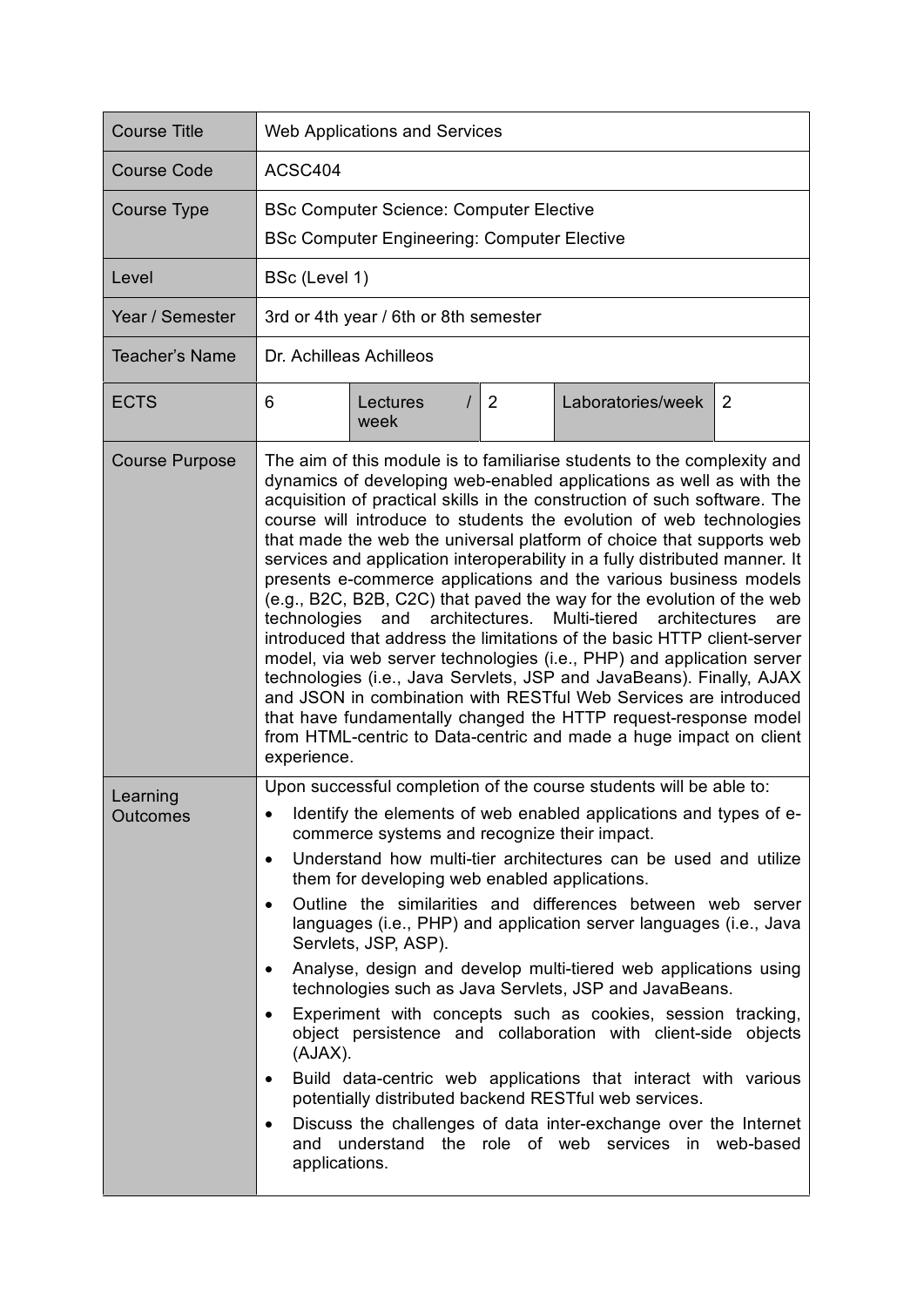| Course Title | Web Applications and Services | | | | |
|---|---|---|---|---|---|
| Course Code | ACSC404 | | | | |
| Course Type | BSc Computer Science: Computer Elective<br>BSc Computer Engineering: Computer Elective | | | | |
| Level | BSc (Level 1) | | | | |
| Year / Semester | 3rd or 4th year / 6th or 8th semester | | | | |
| Teacher's Name | Dr. Achilleas Achilleos | | | | |
| ECTS | 6 | Lectures / week | 2 | Laboratories/week | 2 |
| Course Purpose | The aim of this module is to familiarise students to the complexity and dynamics of developing web-enabled applications as well as with the acquisition of practical skills in the construction of such software. The course will introduce to students the evolution of web technologies that made the web the universal platform of choice that supports web services and application interoperability in a fully distributed manner. It presents e-commerce applications and the various business models (e.g., B2C, B2B, C2C) that paved the way for the evolution of the web technologies and architectures. Multi-tiered architectures are introduced that address the limitations of the basic HTTP client-server model, via web server technologies (i.e., PHP) and application server technologies (i.e., Java Servlets, JSP and JavaBeans). Finally, AJAX and JSON in combination with RESTful Web Services are introduced that have fundamentally changed the HTTP request-response model from HTML-centric to Data-centric and made a huge impact on client experience. | | | | |
| Learning Outcomes | Upon successful completion of the course students will be able to:<br>• Identify the elements of web enabled applications and types of e-commerce systems and recognize their impact.<br>• Understand how multi-tier architectures can be used and utilize them for developing web enabled applications.<br>• Outline the similarities and differences between web server languages (i.e., PHP) and application server languages (i.e., Java Servlets, JSP, ASP).<br>• Analyse, design and develop multi-tiered web applications using technologies such as Java Servlets, JSP and JavaBeans.<br>• Experiment with concepts such as cookies, session tracking, object persistence and collaboration with client-side objects (AJAX).<br>• Build data-centric web applications that interact with various potentially distributed backend RESTful web services.<br>• Discuss the challenges of data inter-exchange over the Internet and understand the role of web services in web-based applications. | | | | |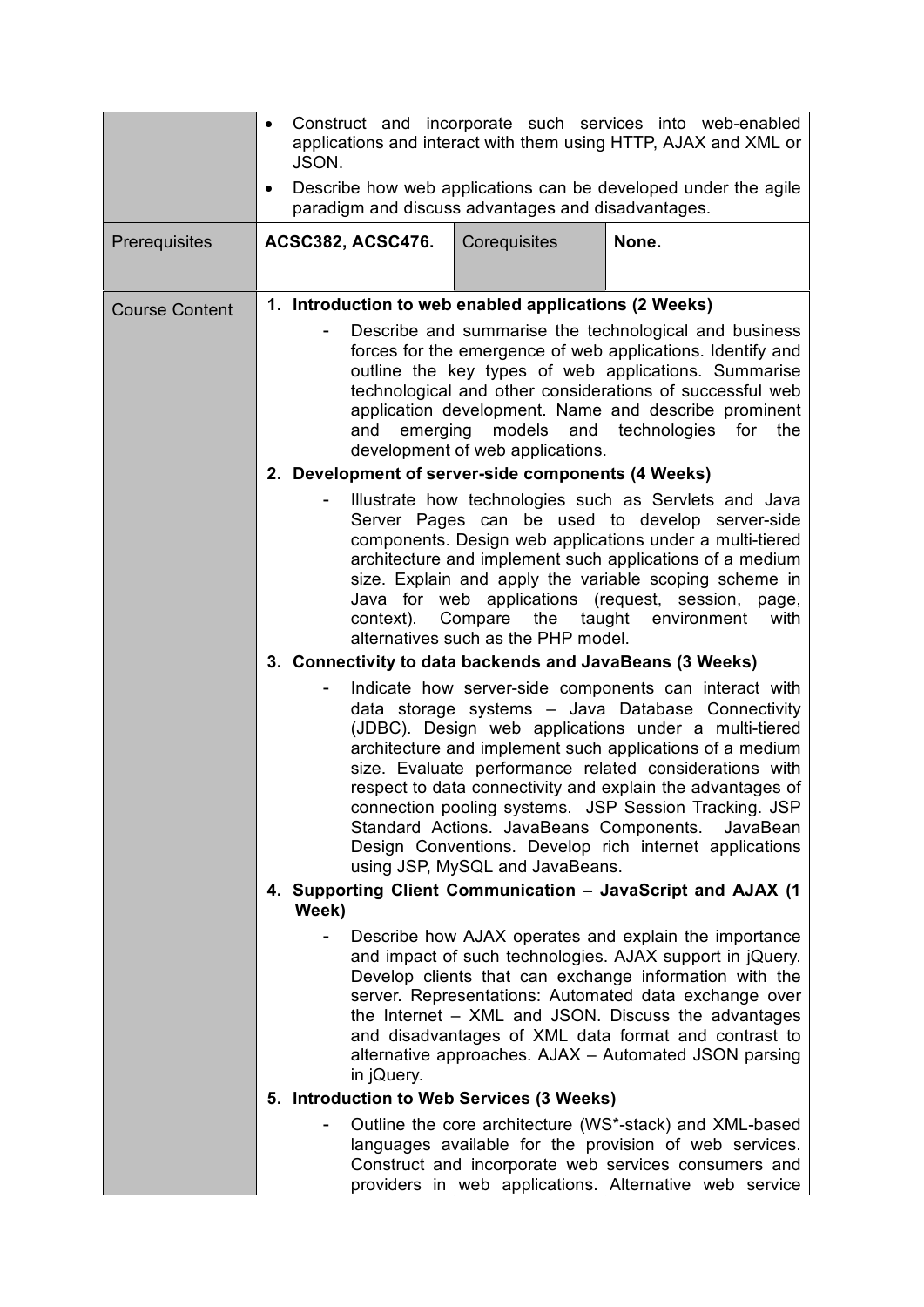| | |
|---|---|
| | • Construct and incorporate such services into web-enabled applications and interact with them using HTTP, AJAX and XML or JSON.<br>• Describe how web applications can be developed under the agile paradigm and discuss advantages and disadvantages. |

| Prerequisites | ACSC382, ACSC476. | Corequisites | None. |
|---|---|---|---|

| | |
|---|---|
| Course Content | **1. Introduction to web enabled applications (2 Weeks)**<br>- Describe and summarise the technological and business forces for the emergence of web applications. Identify and outline the key types of web applications. Summarise technological and other considerations of successful web application development. Name and describe prominent and emerging models and technologies for the development of web applications.<br>**2. Development of server-side components (4 Weeks)**<br>- Illustrate how technologies such as Servlets and Java Server Pages can be used to develop server-side components. Design web applications under a multi-tiered architecture and implement such applications of a medium size. Explain and apply the variable scoping scheme in Java for web applications (request, session, page, context). Compare the taught environment with alternatives such as the PHP model.<br>**3. Connectivity to data backends and JavaBeans (3 Weeks)**<br>- Indicate how server-side components can interact with data storage systems – Java Database Connectivity (JDBC). Design web applications under a multi-tiered architecture and implement such applications of a medium size. Evaluate performance related considerations with respect to data connectivity and explain the advantages of connection pooling systems. JSP Session Tracking. JSP Standard Actions. JavaBeans Components. JavaBean Design Conventions. Develop rich internet applications using JSP, MySQL and JavaBeans.<br>**4. Supporting Client Communication – JavaScript and AJAX (1 Week)**<br>- Describe how AJAX operates and explain the importance and impact of such technologies. AJAX support in jQuery. Develop clients that can exchange information with the server. Representations: Automated data exchange over the Internet – XML and JSON. Discuss the advantages and disadvantages of XML data format and contrast to alternative approaches. AJAX – Automated JSON parsing in jQuery.<br>**5. Introduction to Web Services (3 Weeks)**<br>- Outline the core architecture (WS*-stack) and XML-based languages available for the provision of web services. Construct and incorporate web services consumers and providers in web applications. Alternative web service |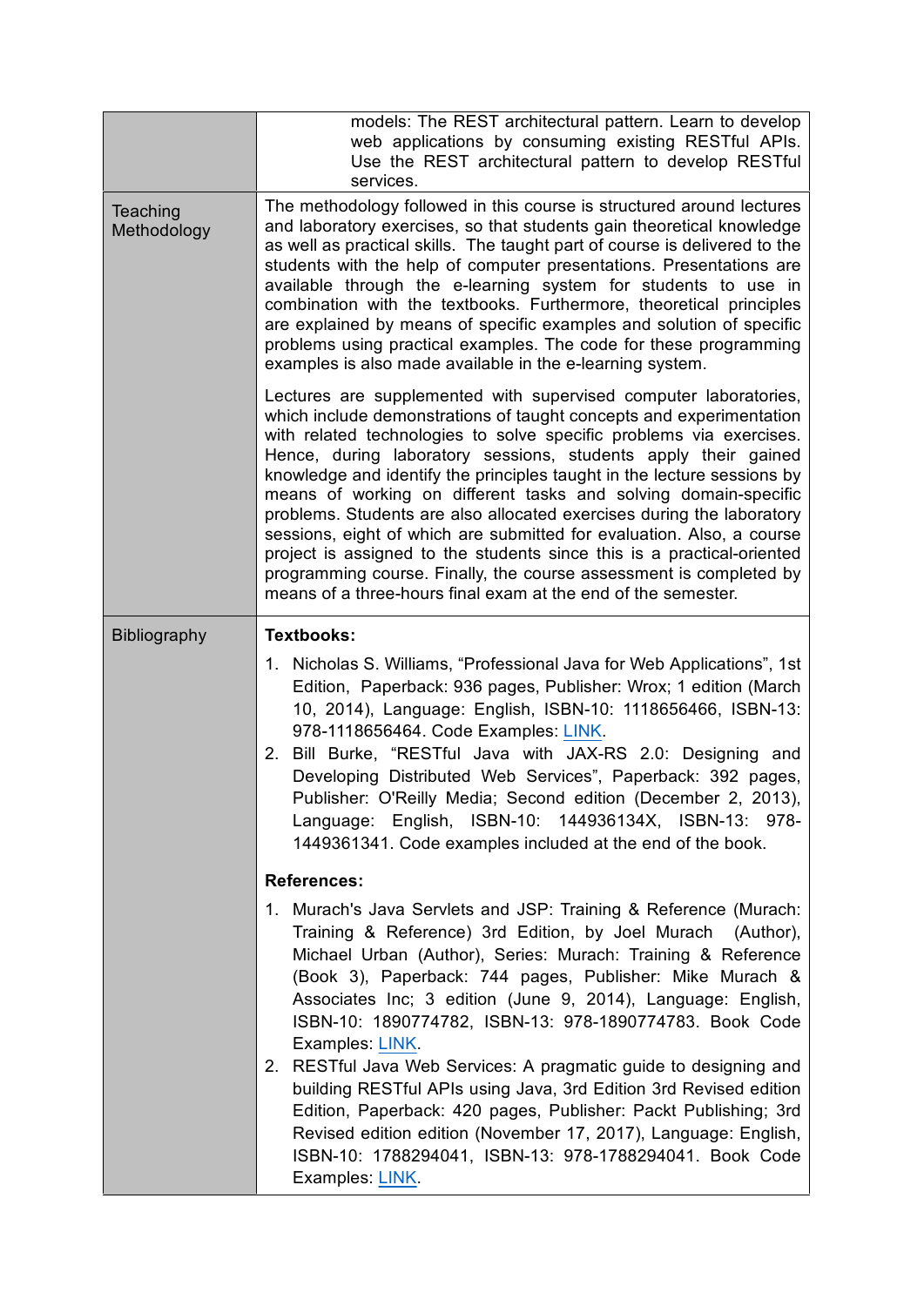| | |
|---|---|
| | models: The REST architectural pattern. Learn to develop web applications by consuming existing RESTful APIs. Use the REST architectural pattern to develop RESTful services. |
| Teaching Methodology | The methodology followed in this course is structured around lectures and laboratory exercises, so that students gain theoretical knowledge as well as practical skills. The taught part of course is delivered to the students with the help of computer presentations. Presentations are available through the e-learning system for students to use in combination with the textbooks. Furthermore, theoretical principles are explained by means of specific examples and solution of specific problems using practical examples. The code for these programming examples is also made available in the e-learning system.<br><br>Lectures are supplemented with supervised computer laboratories, which include demonstrations of taught concepts and experimentation with related technologies to solve specific problems via exercises. Hence, during laboratory sessions, students apply their gained knowledge and identify the principles taught in the lecture sessions by means of working on different tasks and solving domain-specific problems. Students are also allocated exercises during the laboratory sessions, eight of which are submitted for evaluation. Also, a course project is assigned to the students since this is a practical-oriented programming course. Finally, the course assessment is completed by means of a three-hours final exam at the end of the semester. |
| Bibliography | **Textbooks:**<br><br>1. Nicholas S. Williams, "Professional Java for Web Applications", 1st Edition, Paperback: 936 pages, Publisher: Wrox; 1 edition (March 10, 2014), Language: English, ISBN-10: 1118656466, ISBN-13: 978-1118656464. Code Examples: LINK.<br>2. Bill Burke, "RESTful Java with JAX-RS 2.0: Designing and Developing Distributed Web Services", Paperback: 392 pages, Publisher: O'Reilly Media; Second edition (December 2, 2013), Language: English, ISBN-10: 144936134X, ISBN-13: 978-1449361341. Code examples included at the end of the book.<br><br>**References:**<br><br>1. Murach's Java Servlets and JSP: Training & Reference (Murach: Training & Reference) 3rd Edition, by Joel Murach (Author), Michael Urban (Author), Series: Murach: Training & Reference (Book 3), Paperback: 744 pages, Publisher: Mike Murach & Associates Inc; 3 edition (June 9, 2014), Language: English, ISBN-10: 1890774782, ISBN-13: 978-1890774783. Book Code Examples: LINK.<br>2. RESTful Java Web Services: A pragmatic guide to designing and building RESTful APIs using Java, 3rd Edition 3rd Revised edition Edition, Paperback: 420 pages, Publisher: Packt Publishing; 3rd Revised edition edition (November 17, 2017), Language: English, ISBN-10: 1788294041, ISBN-13: 978-1788294041. Book Code Examples: LINK. |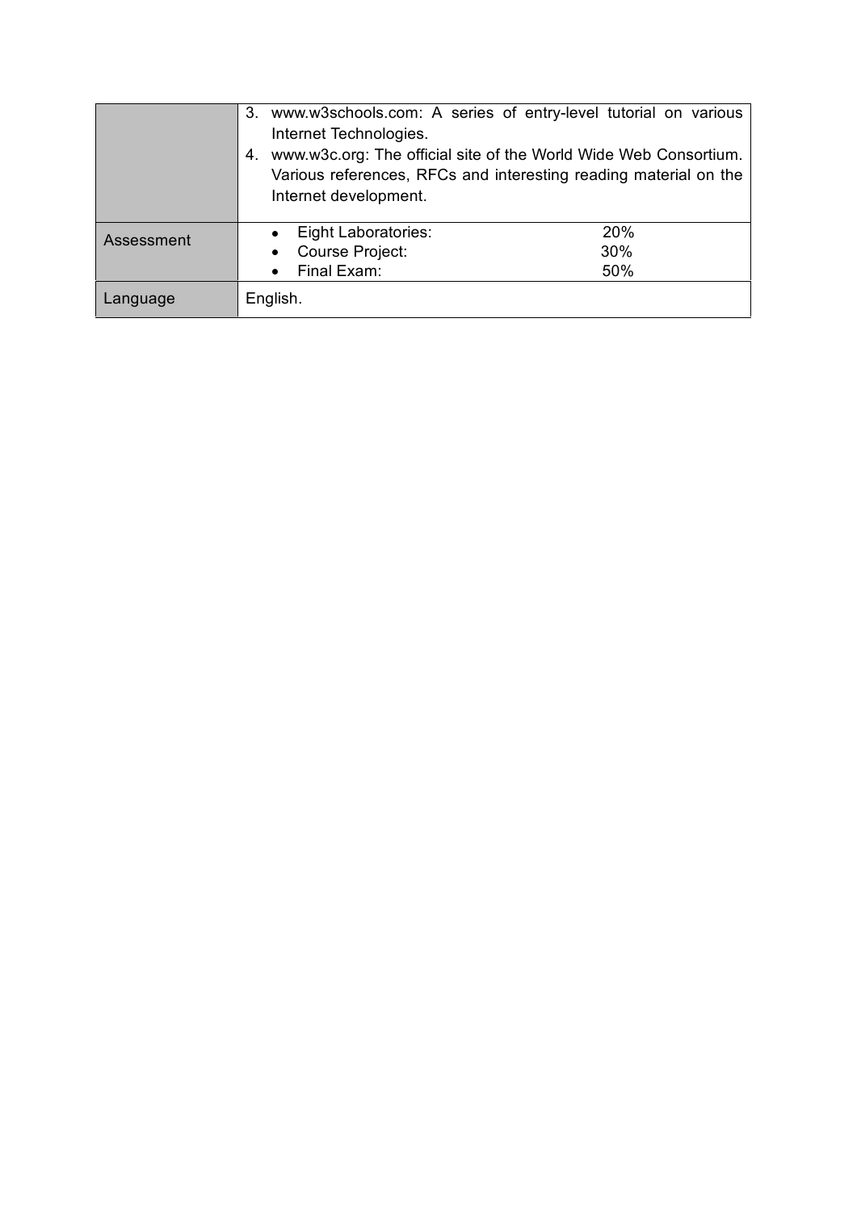| | |
|---|---|
| | 3. www.w3schools.com: A series of entry-level tutorial on various Internet Technologies.<br>4. www.w3c.org: The official site of the World Wide Web Consortium. Various references, RFCs and interesting reading material on the Internet development. |
| Assessment | • Eight Laboratories: 20%<br>• Course Project: 30%<br>• Final Exam: 50% |
| Language | English. |